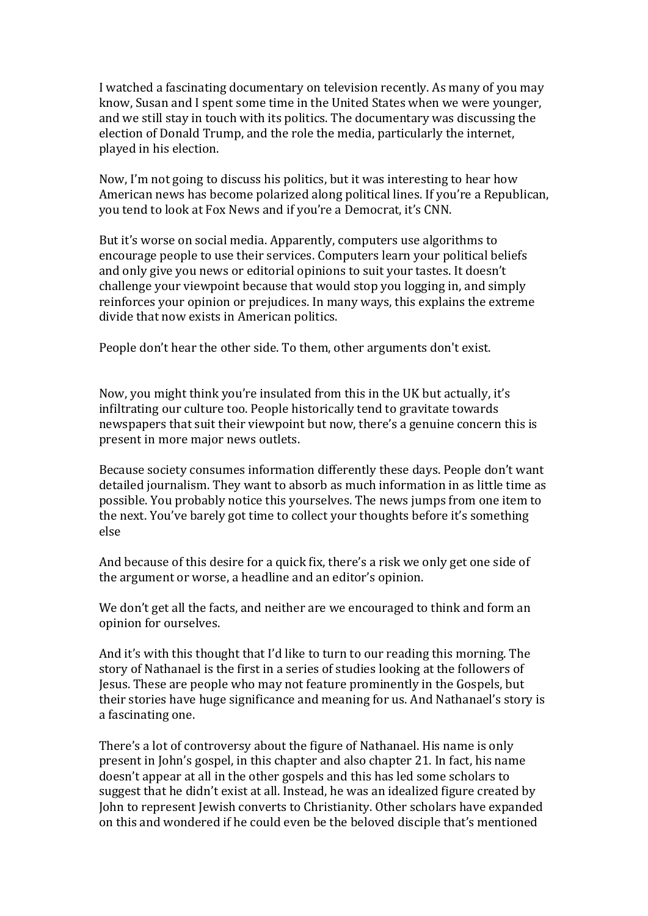I watched a fascinating documentary on television recently. As many of you may know, Susan and I spent some time in the United States when we were younger, and we still stay in touch with its politics. The documentary was discussing the election of Donald Trump, and the role the media, particularly the internet, played in his election.

Now, I'm not going to discuss his politics, but it was interesting to hear how American news has become polarized along political lines. If you're a Republican, you tend to look at Fox News and if you're a Democrat, it's CNN.

But it's worse on social media. Apparently, computers use algorithms to encourage people to use their services. Computers learn your political beliefs and only give you news or editorial opinions to suit your tastes. It doesn't challenge your viewpoint because that would stop you logging in, and simply reinforces your opinion or prejudices. In many ways, this explains the extreme divide that now exists in American politics.

People don't hear the other side. To them, other arguments don't exist.

Now, you might think you're insulated from this in the UK but actually, it's infiltrating our culture too. People historically tend to gravitate towards newspapers that suit their viewpoint but now, there's a genuine concern this is present in more major news outlets.

Because society consumes information differently these days. People don't want detailed journalism. They want to absorb as much information in as little time as possible. You probably notice this yourselves. The news jumps from one item to the next. You've barely got time to collect your thoughts before it's something else

And because of this desire for a quick fix, there's a risk we only get one side of the argument or worse, a headline and an editor's opinion.

We don't get all the facts, and neither are we encouraged to think and form an opinion for ourselves.

And it's with this thought that I'd like to turn to our reading this morning. The story of Nathanael is the first in a series of studies looking at the followers of Jesus. These are people who may not feature prominently in the Gospels, but their stories have huge significance and meaning for us. And Nathanael's story is a fascinating one.

There's a lot of controversy about the figure of Nathanael. His name is only present in John's gospel, in this chapter and also chapter 21. In fact, his name doesn't appear at all in the other gospels and this has led some scholars to suggest that he didn't exist at all. Instead, he was an idealized figure created by John to represent Jewish converts to Christianity. Other scholars have expanded on this and wondered if he could even be the beloved disciple that's mentioned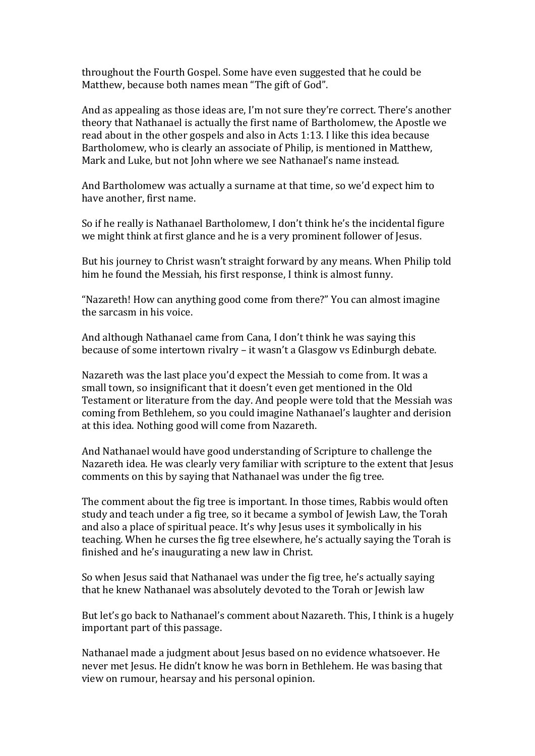throughout the Fourth Gospel. Some have even suggested that he could be Matthew, because both names mean "The gift of God".

And as appealing as those ideas are, I'm not sure they're correct. There's another theory that Nathanael is actually the first name of Bartholomew, the Apostle we read about in the other gospels and also in Acts 1:13. I like this idea because Bartholomew, who is clearly an associate of Philip, is mentioned in Matthew, Mark and Luke, but not John where we see Nathanael's name instead.

And Bartholomew was actually a surname at that time, so we'd expect him to have another, first name.

So if he really is Nathanael Bartholomew, I don't think he's the incidental figure we might think at first glance and he is a very prominent follower of Jesus.

But his journey to Christ wasn't straight forward by any means. When Philip told him he found the Messiah, his first response, I think is almost funny.

"Nazareth! How can anything good come from there?" You can almost imagine the sarcasm in his voice.

And although Nathanael came from Cana, I don't think he was saying this because of some intertown rivalry – it wasn't a Glasgow vs Edinburgh debate.

Nazareth was the last place you'd expect the Messiah to come from. It was a small town, so insignificant that it doesn't even get mentioned in the Old Testament or literature from the day. And people were told that the Messiah was coming from Bethlehem, so you could imagine Nathanael's laughter and derision at this idea. Nothing good will come from Nazareth.

And Nathanael would have good understanding of Scripture to challenge the Nazareth idea. He was clearly very familiar with scripture to the extent that Jesus comments on this by saying that Nathanael was under the fig tree.

The comment about the fig tree is important. In those times, Rabbis would often study and teach under a fig tree, so it became a symbol of Jewish Law, the Torah and also a place of spiritual peace. It's why Jesus uses it symbolically in his teaching. When he curses the fig tree elsewhere, he's actually saying the Torah is finished and he's inaugurating a new law in Christ.

So when Jesus said that Nathanael was under the fig tree, he's actually saying that he knew Nathanael was absolutely devoted to the Torah or Jewish law

But let's go back to Nathanael's comment about Nazareth. This, I think is a hugely important part of this passage.

Nathanael made a judgment about Jesus based on no evidence whatsoever. He never met Jesus. He didn't know he was born in Bethlehem. He was basing that view on rumour, hearsay and his personal opinion.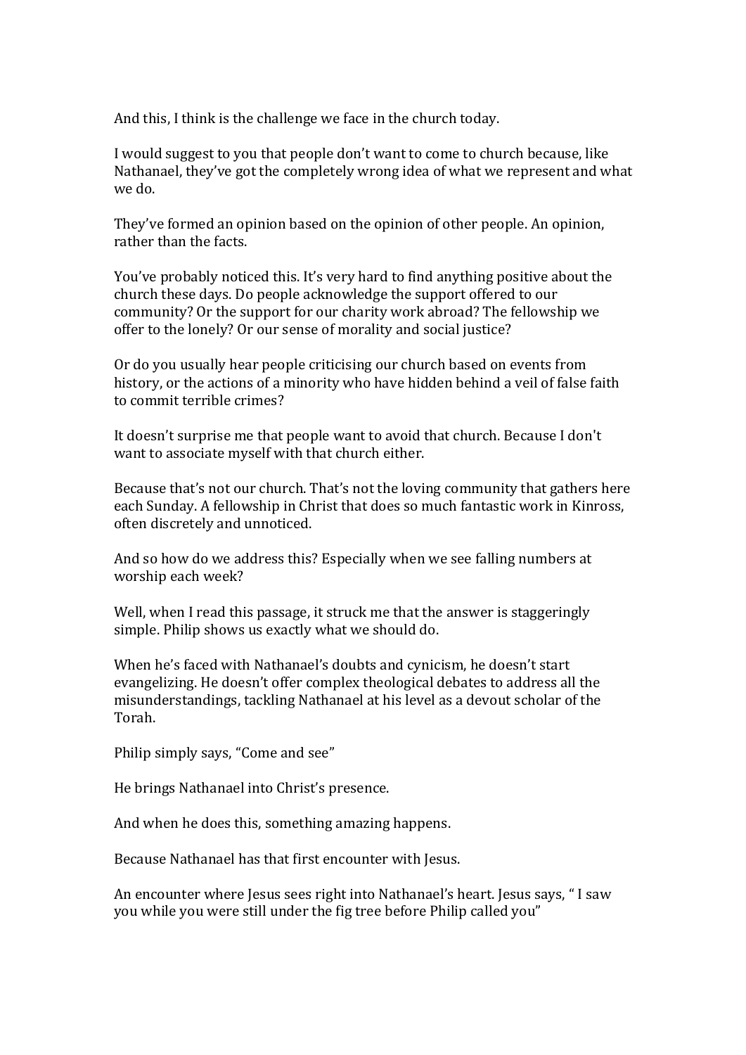And this, I think is the challenge we face in the church today.

I would suggest to you that people don't want to come to church because, like Nathanael, they've got the completely wrong idea of what we represent and what we do.

They've formed an opinion based on the opinion of other people. An opinion, rather than the facts.

You've probably noticed this. It's very hard to find anything positive about the church these days. Do people acknowledge the support offered to our community? Or the support for our charity work abroad? The fellowship we offer to the lonely? Or our sense of morality and social justice?

Or do you usually hear people criticising our church based on events from history, or the actions of a minority who have hidden behind a veil of false faith to commit terrible crimes?

It doesn't surprise me that people want to avoid that church. Because I don't want to associate myself with that church either.

Because that's not our church. That's not the loving community that gathers here each Sunday. A fellowship in Christ that does so much fantastic work in Kinross, often discretely and unnoticed.

And so how do we address this? Especially when we see falling numbers at worship each week?

Well, when I read this passage, it struck me that the answer is staggeringly simple. Philip shows us exactly what we should do.

When he's faced with Nathanael's doubts and cynicism, he doesn't start evangelizing. He doesn't offer complex theological debates to address all the misunderstandings, tackling Nathanael at his level as a devout scholar of the Torah.

Philip simply says, "Come and see"

He brings Nathanael into Christ's presence.

And when he does this, something amazing happens.

Because Nathanael has that first encounter with Jesus.

An encounter where Jesus sees right into Nathanael's heart. Jesus says, " I saw you while you were still under the fig tree before Philip called you"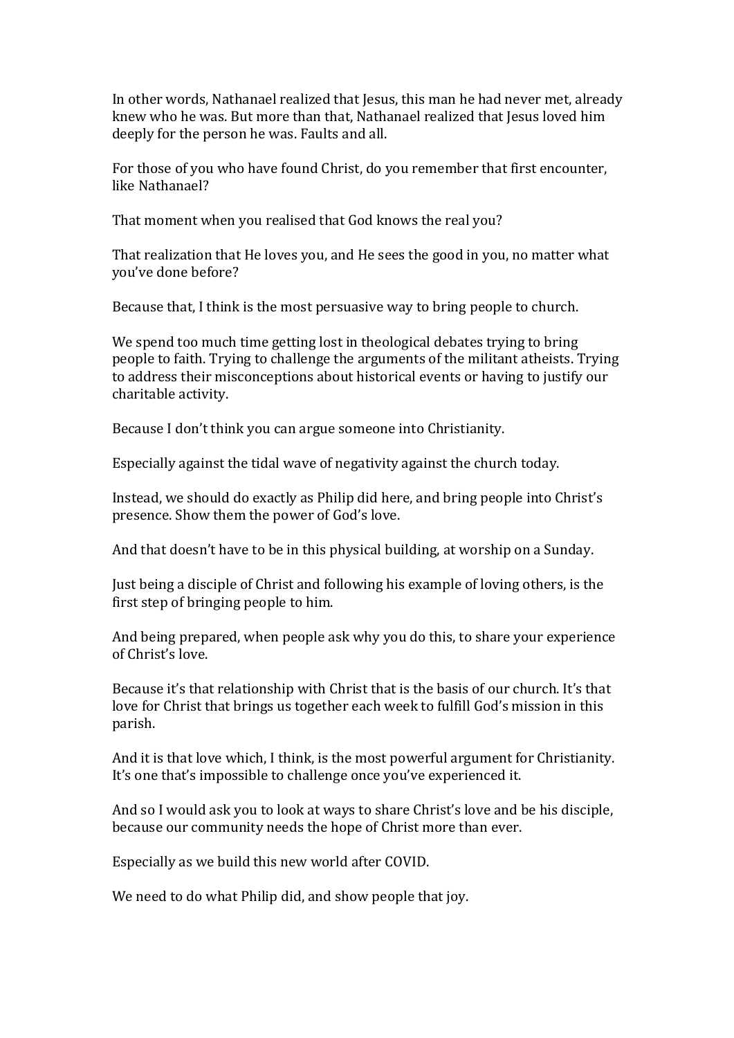In other words, Nathanael realized that Jesus, this man he had never met, already knew who he was. But more than that, Nathanael realized that Jesus loved him deeply for the person he was. Faults and all.

For those of you who have found Christ, do you remember that first encounter, like Nathanael?

That moment when you realised that God knows the real you?

That realization that He loves you, and He sees the good in you, no matter what you've done before?

Because that, I think is the most persuasive way to bring people to church.

We spend too much time getting lost in theological debates trying to bring people to faith. Trying to challenge the arguments of the militant atheists. Trying to address their misconceptions about historical events or having to justify our charitable activity.

Because I don't think you can argue someone into Christianity.

Especially against the tidal wave of negativity against the church today.

Instead, we should do exactly as Philip did here, and bring people into Christ's presence. Show them the power of God's love.

And that doesn't have to be in this physical building, at worship on a Sunday.

Just being a disciple of Christ and following his example of loving others, is the first step of bringing people to him.

And being prepared, when people ask why you do this, to share your experience of Christ's love.

Because it's that relationship with Christ that is the basis of our church. It's that love for Christ that brings us together each week to fulfill God's mission in this parish.

And it is that love which, I think, is the most powerful argument for Christianity. It's one that's impossible to challenge once you've experienced it.

And so I would ask you to look at ways to share Christ's love and be his disciple, because our community needs the hope of Christ more than ever.

Especially as we build this new world after COVID.

We need to do what Philip did, and show people that joy.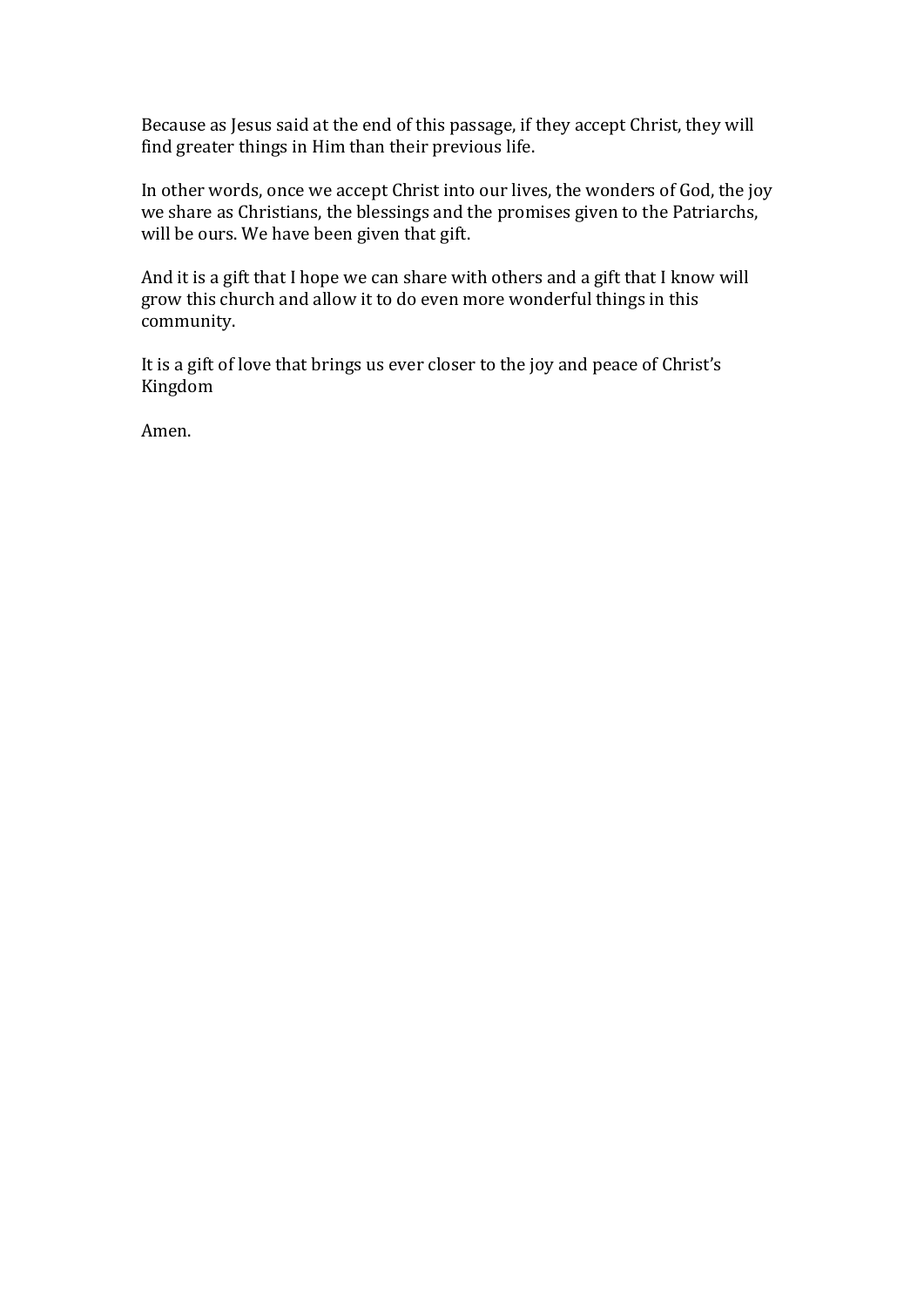Because as Jesus said at the end of this passage, if they accept Christ, they will find greater things in Him than their previous life.

In other words, once we accept Christ into our lives, the wonders of God, the joy we share as Christians, the blessings and the promises given to the Patriarchs, will be ours. We have been given that gift.

And it is a gift that I hope we can share with others and a gift that I know will grow this church and allow it to do even more wonderful things in this community.

It is a gift of love that brings us ever closer to the joy and peace of Christ's Kingdom

Amen.